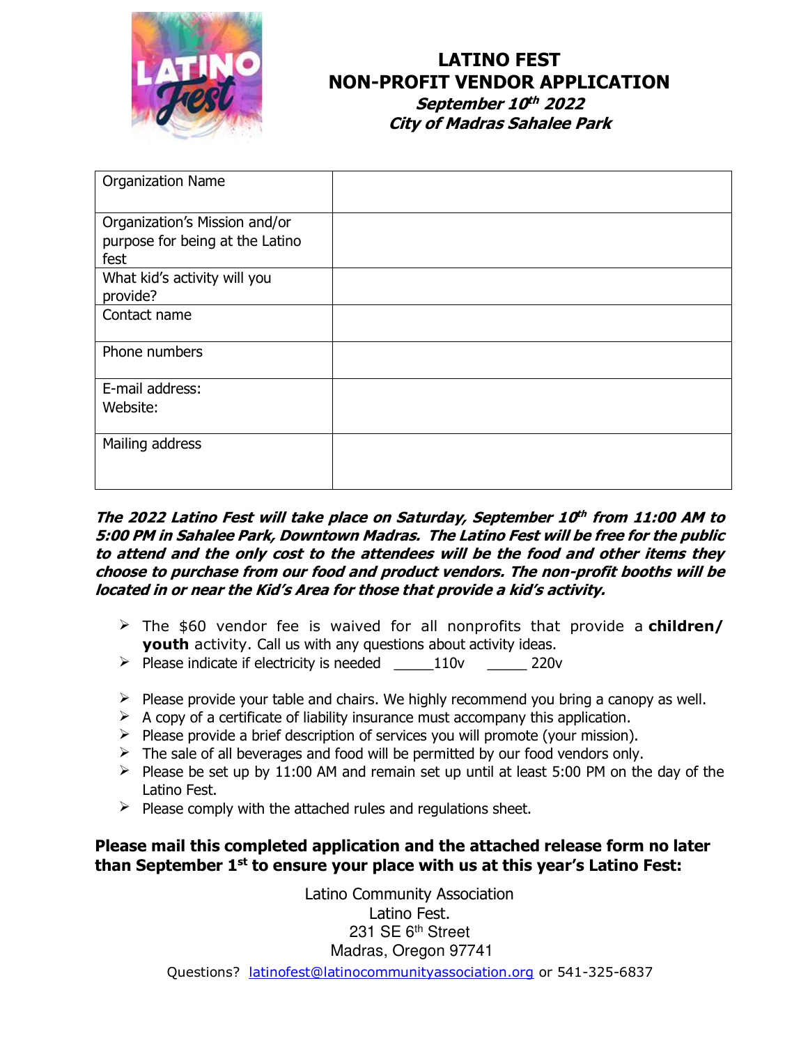# LATINO FEST
## NON-PROFIT VENDOR APPLICATION
***September 10th 2022***
***City of Madras Sahalee Park***

| Organization Name | |
|---|---|
| Organization's Mission and/or purpose for being at the Latino fest | |
| What kid's activity will you provide? | |
| Contact name | |
| Phone numbers | |
| E-mail address:<br>Website: | |
| Mailing address | |

***The 2022 Latino Fest will take place on Saturday, September 10th from 11:00 AM to 5:00 PM in Sahalee Park, Downtown Madras. The Latino Fest will be free for the public to attend and the only cost to the attendees will be the food and other items they choose to purchase from our food and product vendors. The non-profit booths will be located in or near the Kid's Area for those that provide a kid's activity.***

- The $60 vendor fee is waived for all nonprofits that provide a **children/ youth** activity. Call us with any questions about activity ideas.
- Please indicate if electricity is needed _____110v _____ 220v
- Please provide your table and chairs. We highly recommend you bring a canopy as well.
- A copy of a certificate of liability insurance must accompany this application.
- Please provide a brief description of services you will promote (your mission).
- The sale of all beverages and food will be permitted by our food vendors only.
- Please be set up by 11:00 AM and remain set up until at least 5:00 PM on the day of the Latino Fest.
- Please comply with the attached rules and regulations sheet.

**Please mail this completed application and the attached release form no later than September 1st to ensure your place with us at this year's Latino Fest:**

Latino Community Association
Latino Fest.
231 SE 6th Street
Madras, Oregon 97741

Questions? latinofest@latinocommunityassociation.org or 541-325-6837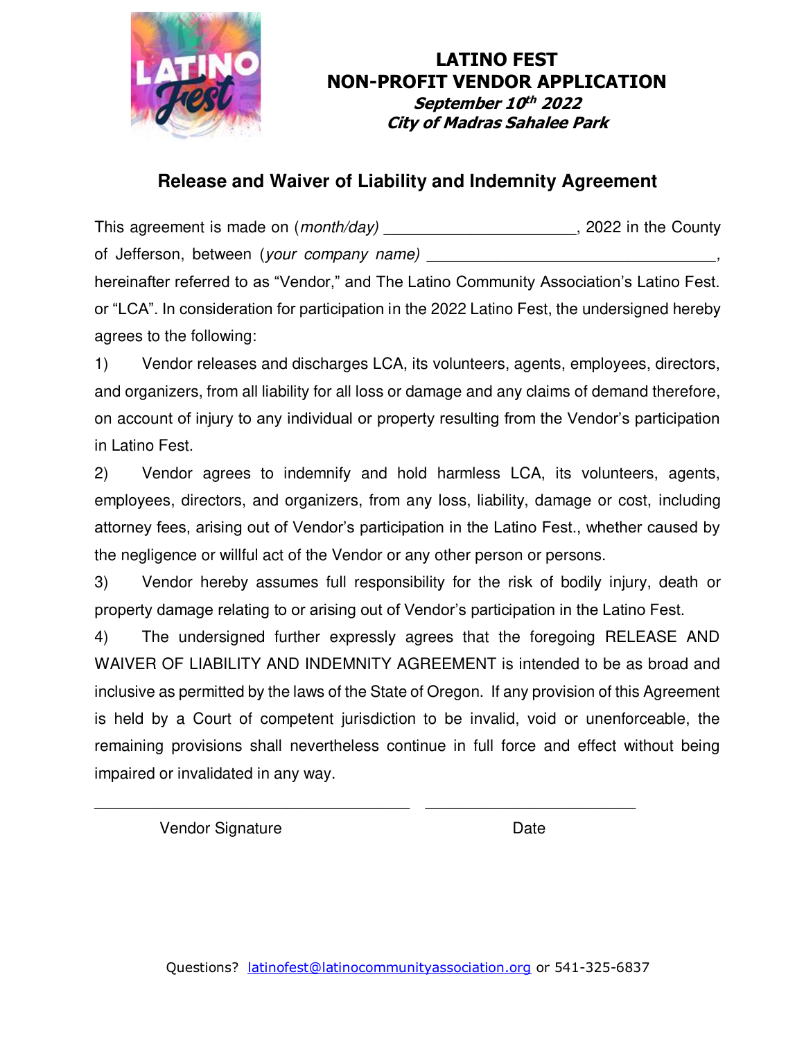# LATINO FEST
# NON-PROFIT VENDOR APPLICATION

***September 10th 2022***
***City of Madras Sahalee Park***

## Release and Waiver of Liability and Indemnity Agreement

This agreement is made on (*month/day*) ____________________, 2022 in the County of Jefferson, between (*your company name*) ______________________________, hereinafter referred to as "Vendor," and The Latino Community Association's Latino Fest. or "LCA". In consideration for participation in the 2022 Latino Fest, the undersigned hereby agrees to the following:

1) Vendor releases and discharges LCA, its volunteers, agents, employees, directors, and organizers, from all liability for all loss or damage and any claims of demand therefore, on account of injury to any individual or property resulting from the Vendor's participation in Latino Fest.

2) Vendor agrees to indemnify and hold harmless LCA, its volunteers, agents, employees, directors, and organizers, from any loss, liability, damage or cost, including attorney fees, arising out of Vendor's participation in the Latino Fest., whether caused by the negligence or willful act of the Vendor or any other person or persons.

3) Vendor hereby assumes full responsibility for the risk of bodily injury, death or property damage relating to or arising out of Vendor's participation in the Latino Fest.

4) The undersigned further expressly agrees that the foregoing RELEASE AND WAIVER OF LIABILITY AND INDEMNITY AGREEMENT is intended to be as broad and inclusive as permitted by the laws of the State of Oregon. If any provision of this Agreement is held by a Court of competent jurisdiction to be invalid, void or unenforceable, the remaining provisions shall nevertheless continue in full force and effect without being impaired or invalidated in any way.

____________________________________ ________________________

Vendor Signature Date

Questions? latinofest@latinocommunityassociation.org or 541-325-6837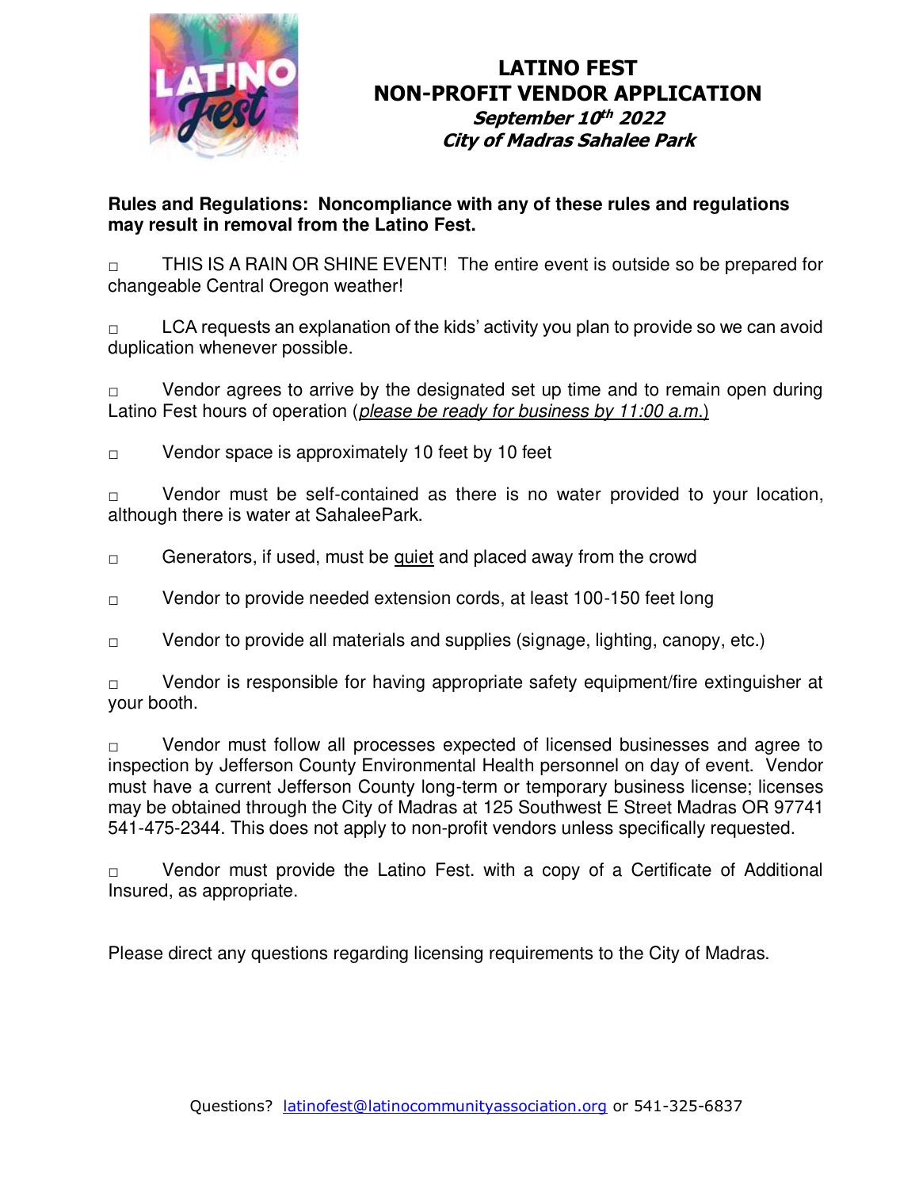# LATINO FEST NON-PROFIT VENDOR APPLICATION

***September 10th 2022***
***City of Madras Sahalee Park***

**Rules and Regulations: Noncompliance with any of these rules and regulations may result in removal from the Latino Fest.**

□ THIS IS A RAIN OR SHINE EVENT! The entire event is outside so be prepared for changeable Central Oregon weather!

□ LCA requests an explanation of the kids' activity you plan to provide so we can avoid duplication whenever possible.

□ Vendor agrees to arrive by the designated set up time and to remain open during Latino Fest hours of operation (*please be ready for business by 11:00 a.m.*)

□ Vendor space is approximately 10 feet by 10 feet

□ Vendor must be self-contained as there is no water provided to your location, although there is water at SahaleePark.

□ Generators, if used, must be quiet and placed away from the crowd

□ Vendor to provide needed extension cords, at least 100-150 feet long

□ Vendor to provide all materials and supplies (signage, lighting, canopy, etc.)

□ Vendor is responsible for having appropriate safety equipment/fire extinguisher at your booth.

□ Vendor must follow all processes expected of licensed businesses and agree to inspection by Jefferson County Environmental Health personnel on day of event. Vendor must have a current Jefferson County long-term or temporary business license; licenses may be obtained through the City of Madras at 125 Southwest E Street Madras OR 97741 541-475-2344. This does not apply to non-profit vendors unless specifically requested.

□ Vendor must provide the Latino Fest. with a copy of a Certificate of Additional Insured, as appropriate.

Please direct any questions regarding licensing requirements to the City of Madras.

Questions? latinofest@latinocommunityassociation.org or 541-325-6837